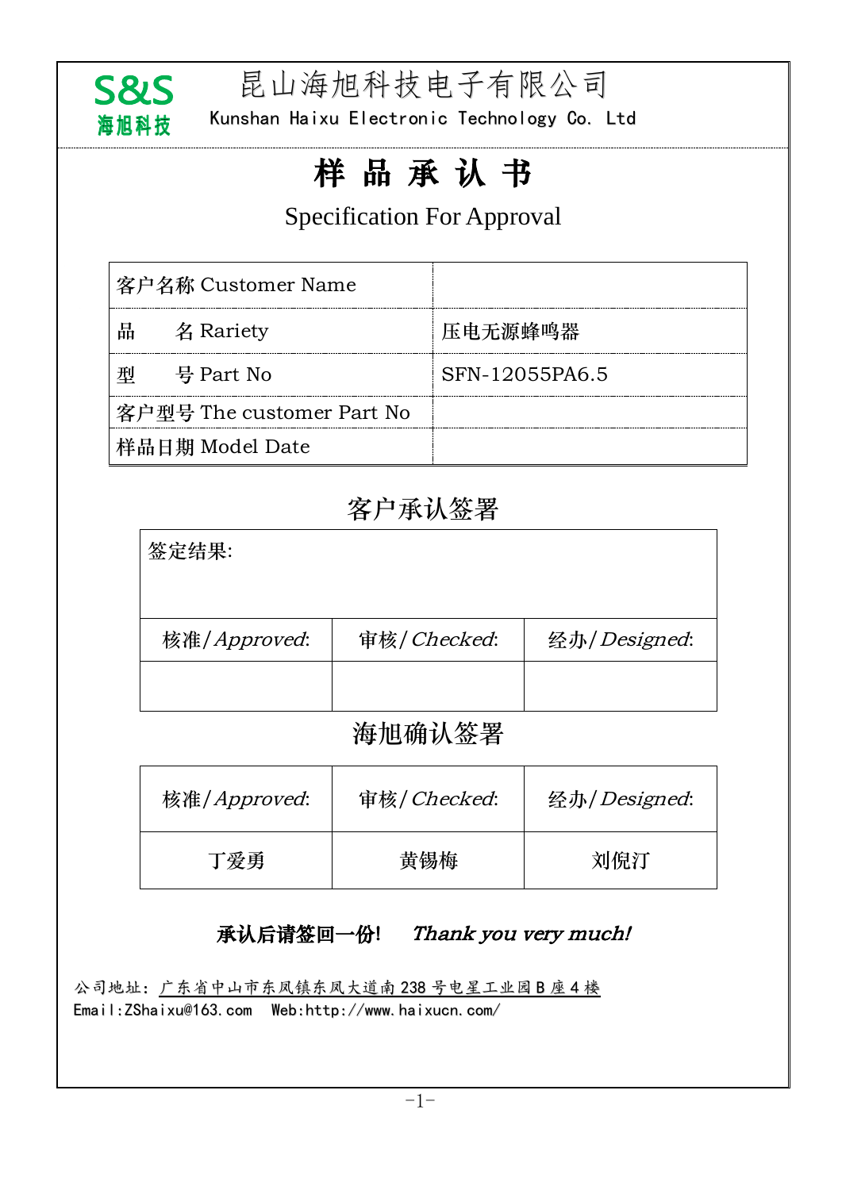S&S
海旭科技

# 昆山海旭科技电子有限公司

Kunshan Haixu Electronic Technology Co. Ltd

# 样 品 承 认 书

## Specification For Approval

| 客户名称 Customer Name | |
|---|---|
| 品　　名 Rariety | 压电无源蜂鸣器 |
| 型　　号 Part No | SFN-12055PA6.5 |
| 客户型号 The customer Part No | |
| 样品日期 Model Date | |

## 客户承认签署

签定结果:

| 核准/*Approved*: | 审核/*Checked*: | 经办/*Designed*: |
|---|---|---|
| | | |

## 海旭确认签署

| 核准/*Approved*: | 审核/*Checked*: | 经办/*Designed*: |
|---|---|---|
| 丁爱勇 | 黄锡梅 | 刘倪汀 |

**承认后请签回一份!**　　***Thank you very much!***

公司地址：广东省中山市东凤镇东凤大道南238号电星工业园B座4楼
Email:ZShaixu@163.com　Web:http://www.haixucn.com/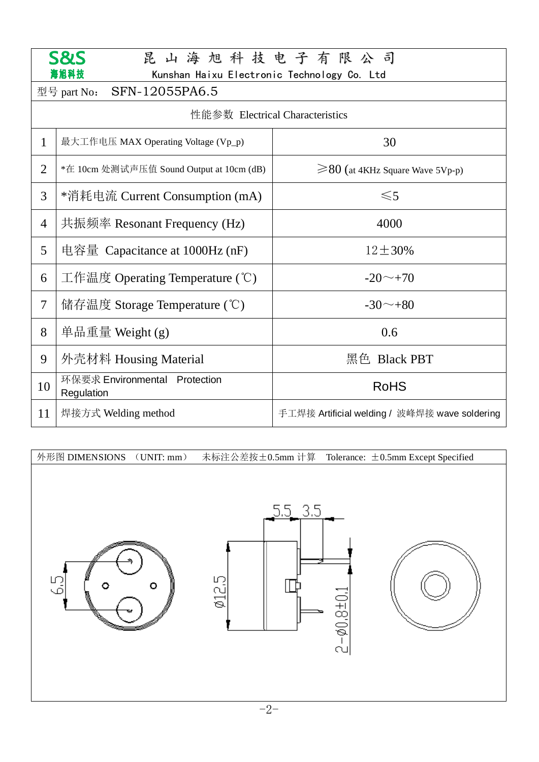**S&S 海旭科技**

# 昆山海旭科技电子有限公司

Kunshan Haixu Electronic Technology Co. Ltd

型号 part No： SFN-12055PA6.5

| 性能参数 Electrical Characteristics | | |
|---|---|---|
| 1 | 最大工作电压 MAX Operating Voltage (Vp_p) | 30 |
| 2 | *在 10cm 处测试声压值 Sound Output at 10cm (dB) | ≥80 (at 4KHz Square Wave 5Vp-p) |
| 3 | *消耗电流 Current Consumption (mA) | ≤5 |
| 4 | 共振频率 Resonant Frequency (Hz) | 4000 |
| 5 | 电容量 Capacitance at 1000Hz (nF) | 12±30% |
| 6 | 工作温度 Operating Temperature (℃) | -20～+70 |
| 7 | 储存温度 Storage Temperature (℃) | -30～+80 |
| 8 | 单品重量 Weight (g) | 0.6 |
| 9 | 外壳材料 Housing Material | 黑色 Black PBT |
| 10 | 环保要求 Environmental Protection Regulation | RoHS |
| 11 | 焊接方式 Welding method | 手工焊接 Artificial welding / 波峰焊接 wave soldering |

外形图 DIMENSIONS （UNIT: mm） 未标注公差按±0.5mm 计算 Tolerance: ±0.5mm Except Specified

6.5

5.5 3.5

Ø12.5

2-Ø0.8±0.1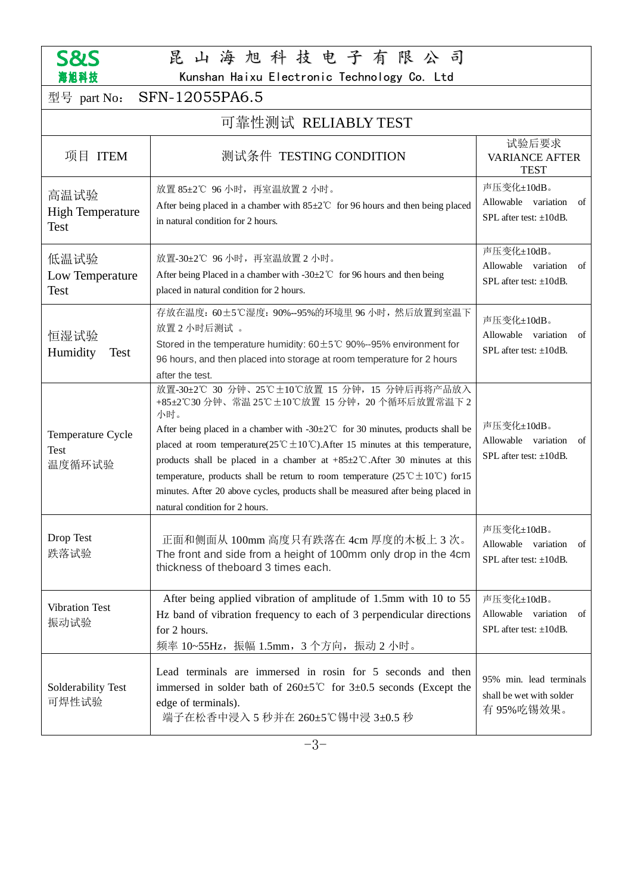S&S 海旭科技

# 昆山海旭科技电子有限公司
Kunshan Haixu Electronic Technology Co. Ltd

型号 part No: SFN-12055PA6.5

## 可靠性测试 RELIABLY TEST

| 项目 ITEM | 测试条件 TESTING CONDITION | 试验后要求 VARIANCE AFTER TEST |
|---|---|---|
| 高温试验 High Temperature Test | 放置 85±2℃ 96 小时，再室温放置 2 小时。 After being placed in a chamber with 85±2℃ for 96 hours and then being placed in natural condition for 2 hours. | 声压变化±10dB。 Allowable variation of SPL after test: ±10dB. |
| 低温试验 Low Temperature Test | 放置-30±2℃ 96 小时，再室温放置 2 小时。 After being Placed in a chamber with -30±2℃ for 96 hours and then being placed in natural condition for 2 hours. | 声压变化±10dB。 Allowable variation of SPL after test: ±10dB. |
| 恒湿试验 Humidity Test | 存放在温度：60±5℃湿度：90%--95%的环境里 96 小时，然后放置到室温下放置 2 小时后测试 。 Stored in the temperature humidity: 60±5℃ 90%--95% environment for 96 hours, and then placed into storage at room temperature for 2 hours after the test. | 声压变化±10dB。 Allowable variation of SPL after test: ±10dB. |
| Temperature Cycle Test 温度循环试验 | 放置-30±2℃ 30 分钟、25℃±10℃放置 15 分钟，15 分钟后再将产品放入+85±2℃30 分钟、常温 25℃±10℃放置 15 分钟，20 个循环后放置常温下 2 小时。 After being placed in a chamber with -30±2℃ for 30 minutes, products shall be placed at room temperature(25℃±10℃).After 15 minutes at this temperature, products shall be placed in a chamber at +85±2℃.After 30 minutes at this temperature, products shall be return to room temperature (25℃±10℃) for15 minutes. After 20 above cycles, products shall be measured after being placed in natural condition for 2 hours. | 声压变化±10dB。 Allowable variation of SPL after test: ±10dB. |
| Drop Test 跌落试验 | 正面和侧面从 100mm 高度只有跌落在 4cm 厚度的木板上 3 次。 The front and side from a height of 100mm only drop in the 4cm thickness of theboard 3 times each. | 声压变化±10dB。 Allowable variation of SPL after test: ±10dB. |
| Vibration Test 振动试验 | After being applied vibration of amplitude of 1.5mm with 10 to 55 Hz band of vibration frequency to each of 3 perpendicular directions for 2 hours. 频率 10~55Hz，振幅 1.5mm，3 个方向，振动 2 小时。 | 声压变化±10dB。 Allowable variation of SPL after test: ±10dB. |
| Solderability Test 可焊性试验 | Lead terminals are immersed in rosin for 5 seconds and then immersed in solder bath of 260±5℃ for 3±0.5 seconds (Except the edge of terminals). 端子在松香中浸入 5 秒并在 260±5℃锡中浸 3±0.5 秒 | 95% min. lead terminals shall be wet with solder 有 95%吃锡效果。 |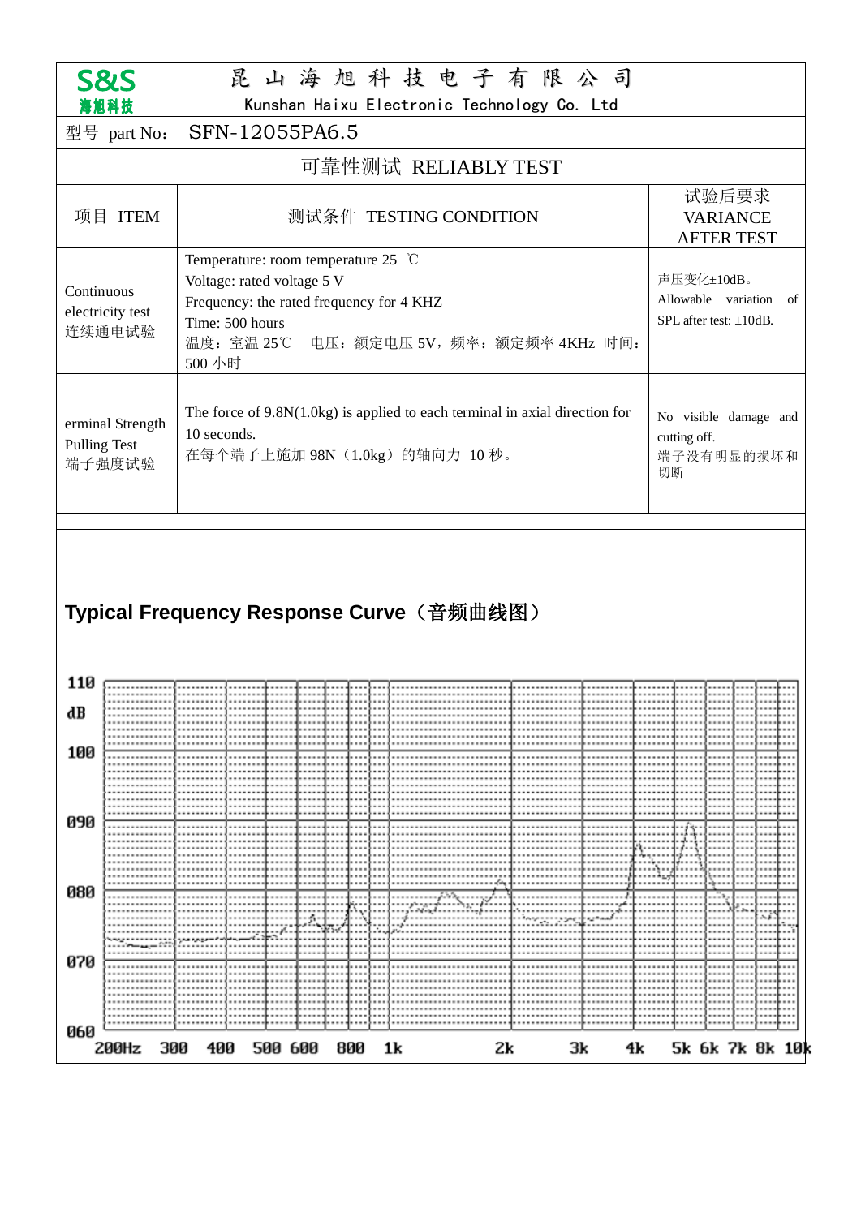S&S 海旭科技

# 昆 山 海 旭 科 技 电 子 有 限 公 司

Kunshan Haixu Electronic Technology Co. Ltd

型号 part No: SFN-12055PA6.5

## 可靠性测试 RELIABLY TEST

| 项目 ITEM | 测试条件 TESTING CONDITION | 试验后要求 VARIANCE AFTER TEST |
|---|---|---|
| Continuous electricity test 连续通电试验 | Temperature: room temperature 25 ℃<br>Voltage: rated voltage 5 V<br>Frequency: the rated frequency for 4 KHZ<br>Time: 500 hours<br>温度：室温 25℃ 电压：额定电压 5V，频率：额定频率 4KHz 时间：500 小时 | 声压变化±10dB。<br>Allowable variation of SPL after test: ±10dB. |
| erminal Strength Pulling Test 端子强度试验 | The force of 9.8N(1.0kg) is applied to each terminal in axial direction for 10 seconds.<br>在每个端子上施加 98N（1.0kg）的轴向力 10 秒。 | No visible damage and cutting off.<br>端子没有明显的损坏和切断 |

## Typical Frequency Response Curve（音频曲线图）

110 dB, 100, 090, 080, 070, 060

200Hz 300 400 500 600 800 1k 2k 3k 4k 5k 6k 7k 8k 10k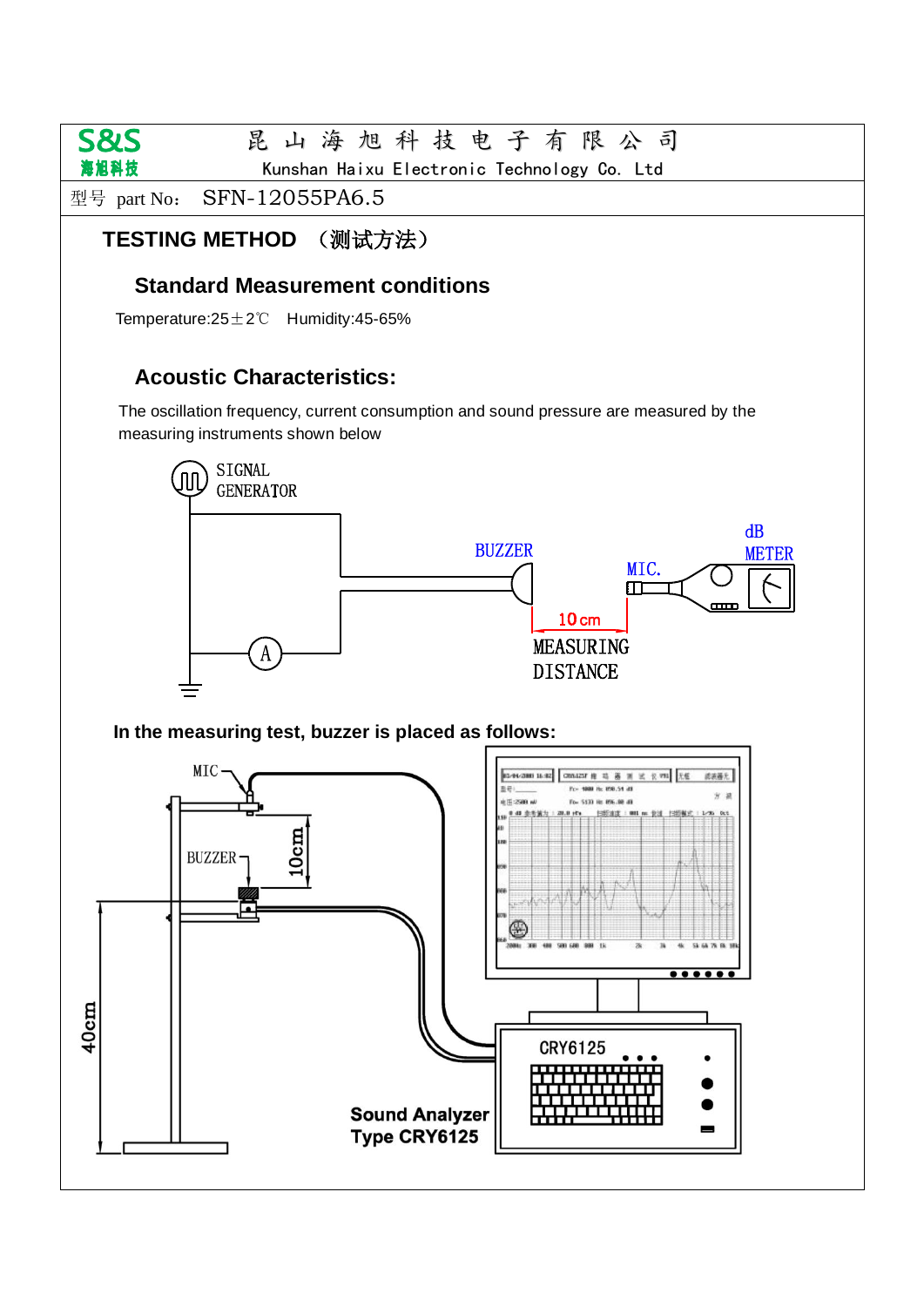S&S
海旭科技

昆 山 海 旭 科 技 电 子 有 限 公 司

Kunshan Haixu Electronic Technology Co. Ltd

型号 part No: SFN-12055PA6.5

## TESTING METHOD （测试方法）

### Standard Measurement conditions

Temperature:25±2℃ Humidity:45-65%

### Acoustic Characteristics:

The oscillation frequency, current consumption and sound pressure are measured by the measuring instruments shown below

SIGNAL GENERATOR

BUZZER

MIC.

dB METER

A

10 cm

MEASURING DISTANCE

**In the measuring test, buzzer is placed as follows:**

MIC

BUZZER

10cm

40cm

CRY6125

**Sound Analyzer Type CRY6125**